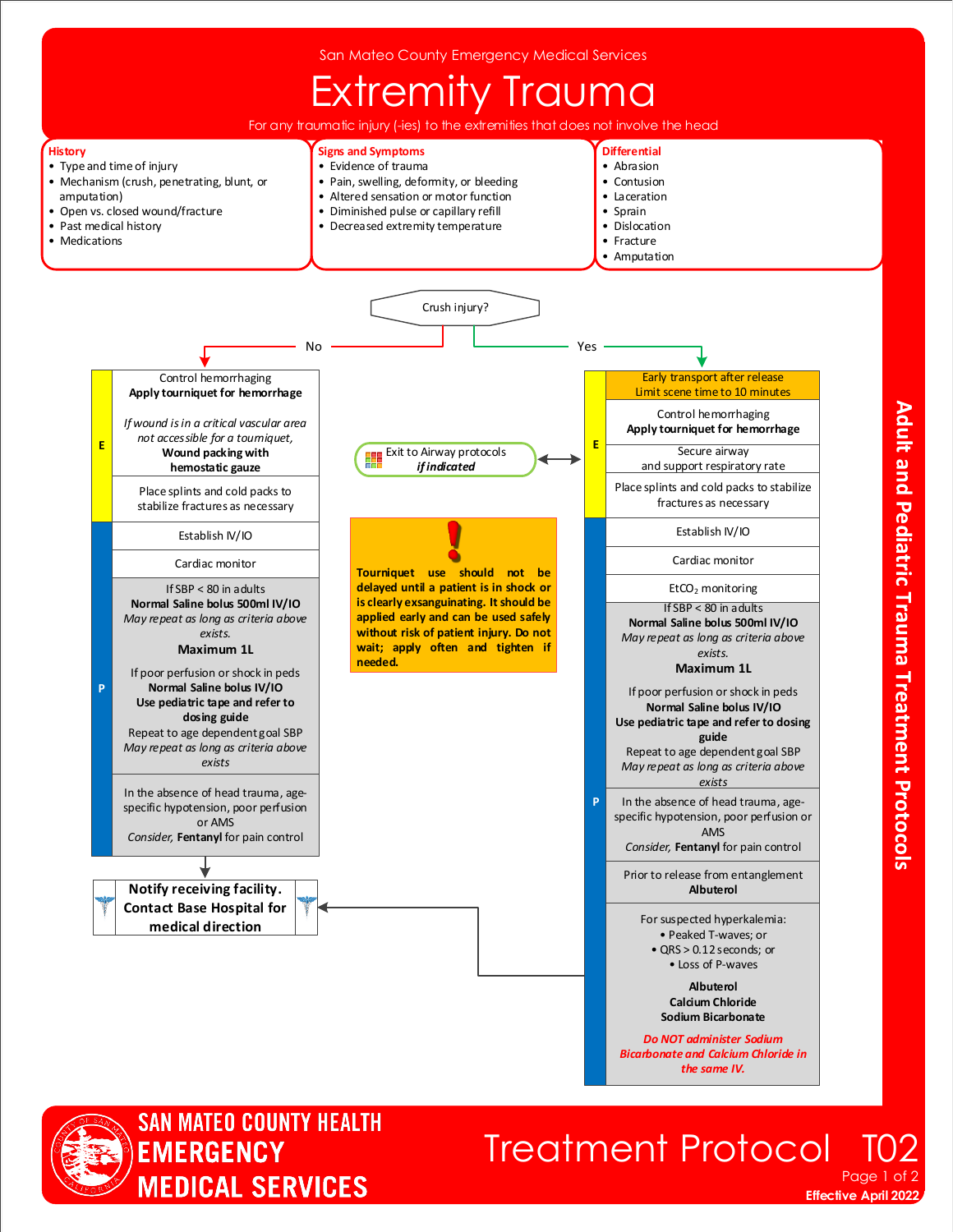San Mateo County Emergency Medical Services

# Extremity Trauma

For any traumatic injury (-ies) to the extremities that does not involve the head

## History
- Type and time of injury
- Mechanism (crush, penetrating, blunt, or amputation)
- Open vs. closed wound/fracture
- Past medical history
- Medications

## Signs and Symptoms
- Evidence of trauma
- Pain, swelling, deformity, or bleeding
- Altered sensation or motor function
- Diminished pulse or capillary refill
- Decreased extremity temperature

## Differential
- Abrasion
- Contusion
- Laceration
- Sprain
- Dislocation
- Fracture
- Amputation

---

**Crush injury?**

### No

**E**

Control hemorrhaging
**Apply tourniquet for hemorrhage**

*If wound is in a critical vascular area not accessible for a tourniquet,*
**Wound packing with hemostatic gauze**

Place splints and cold packs to stabilize fractures as necessary

**P**

Establish IV/IO

Cardiac monitor

If SBP < 80 in adults
**Normal Saline bolus 500ml IV/IO**
*May repeat as long as criteria above exists.*
**Maximum 1L**

If poor perfusion or shock in peds
**Normal Saline bolus IV/IO**
**Use pediatric tape and refer to dosing guide**
Repeat to age dependent goal SBP
*May repeat as long as criteria above exists*

In the absence of head trauma, age-specific hypotension, poor perfusion or AMS
*Consider,* **Fentanyl** for pain control

**Notify receiving facility. Contact Base Hospital for medical direction**

### Yes

**Early transport after release**
**Limit scene time to 10 minutes**

**E**

Control hemorrhaging
**Apply tourniquet for hemorrhage**

Secure airway and support respiratory rate

Place splints and cold packs to stabilize fractures as necessary

**P**

Establish IV/IO

Cardiac monitor

$EtCO_2$ monitoring

If SBP < 80 in adults
**Normal Saline bolus 500ml IV/IO**
*May repeat as long as criteria above exists.*
**Maximum 1L**

If poor perfusion or shock in peds
**Normal Saline bolus IV/IO**
**Use pediatric tape and refer to dosing guide**
Repeat to age dependent goal SBP
*May repeat as long as criteria above exists*

In the absence of head trauma, age-specific hypotension, poor perfusion or AMS
*Consider,* **Fentanyl** for pain control

Prior to release from entanglement
**Albuterol**

For suspected hyperkalemia:
- Peaked T-waves; or
- QRS > 0.12 seconds; or
- Loss of P-waves

**Albuterol**
**Calcium Chloride**
**Sodium Bicarbonate**

***Do NOT administer Sodium Bicarbonate and Calcium Chloride in the same IV.***

→ Notify receiving facility. Contact Base Hospital for medical direction

Exit to Airway protocols *if indicated*

---

**!**

**Tourniquet use should not be delayed until a patient is in shock or is clearly exsanguinating. It should be applied early and can be used safely without risk of patient injury. Do not wait; apply often and tighten if needed.**

Adult and Pediatric Trauma Treatment Protocols

SAN MATEO COUNTY HEALTH EMERGENCY MEDICAL SERVICES

Treatment Protocol T02

Effective April 2022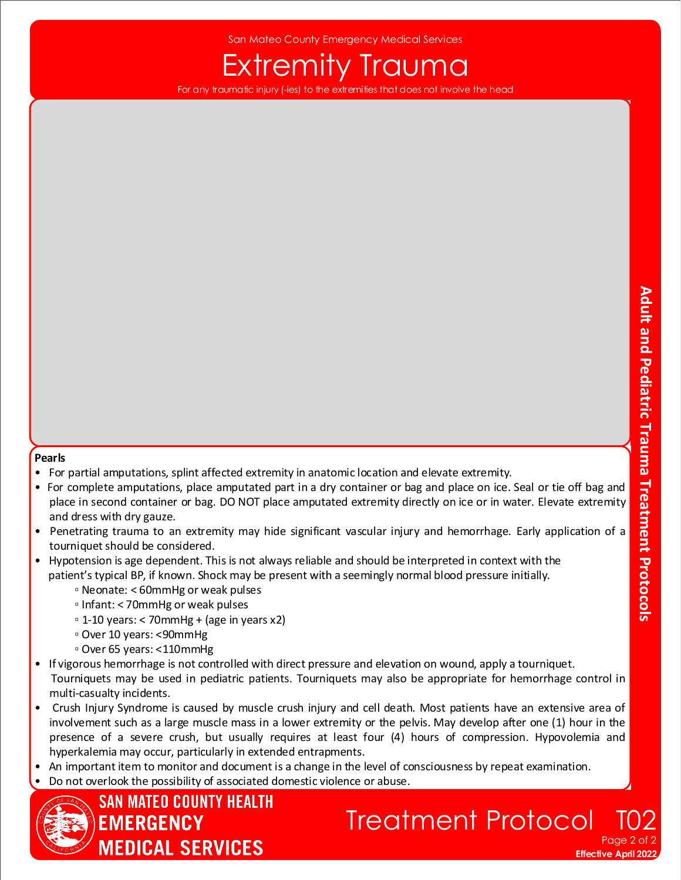San Mateo County Emergency Medical Services

# Extremity Trauma

For any traumatic injury (-ies) to the extremities that does not involve the head

Adult and Pediatric Trauma Treatment Protocols

**Pearls**

- For partial amputations, splint affected extremity in anatomic location and elevate extremity.
- For complete amputations, place amputated part in a dry container or bag and place on ice. Seal or tie off bag and place in second container or bag. DO NOT place amputated extremity directly on ice or in water. Elevate extremity and dress with dry gauze.
- Penetrating trauma to an extremity may hide significant vascular injury and hemorrhage. Early application of a tourniquet should be considered.
- Hypotension is age dependent. This is not always reliable and should be interpreted in context with the patient's typical BP, if known. Shock may be present with a seemingly normal blood pressure initially.
  - Neonate: < 60mmHg or weak pulses
  - Infant: < 70mmHg or weak pulses
  - 1-10 years: < 70mmHg + (age in years x2)
  - Over 10 years: <90mmHg
  - Over 65 years: <110mmHg
- If vigorous hemorrhage is not controlled with direct pressure and elevation on wound, apply a tourniquet. Tourniquets may be used in pediatric patients. Tourniquets may also be appropriate for hemorrhage control in multi-casualty incidents.
- Crush Injury Syndrome is caused by muscle crush injury and cell death. Most patients have an extensive area of involvement such as a large muscle mass in a lower extremity or the pelvis. May develop after one (1) hour in the presence of a severe crush, but usually requires at least four (4) hours of compression. Hypovolemia and hyperkalemia may occur, particularly in extended entrapments.
- An important item to monitor and document is a change in the level of consciousness by repeat examination.
- Do not overlook the possibility of associated domestic violence or abuse.

SAN MATEO COUNTY HEALTH EMERGENCY MEDICAL SERVICES

Treatment Protocol T02

Effective April 2022